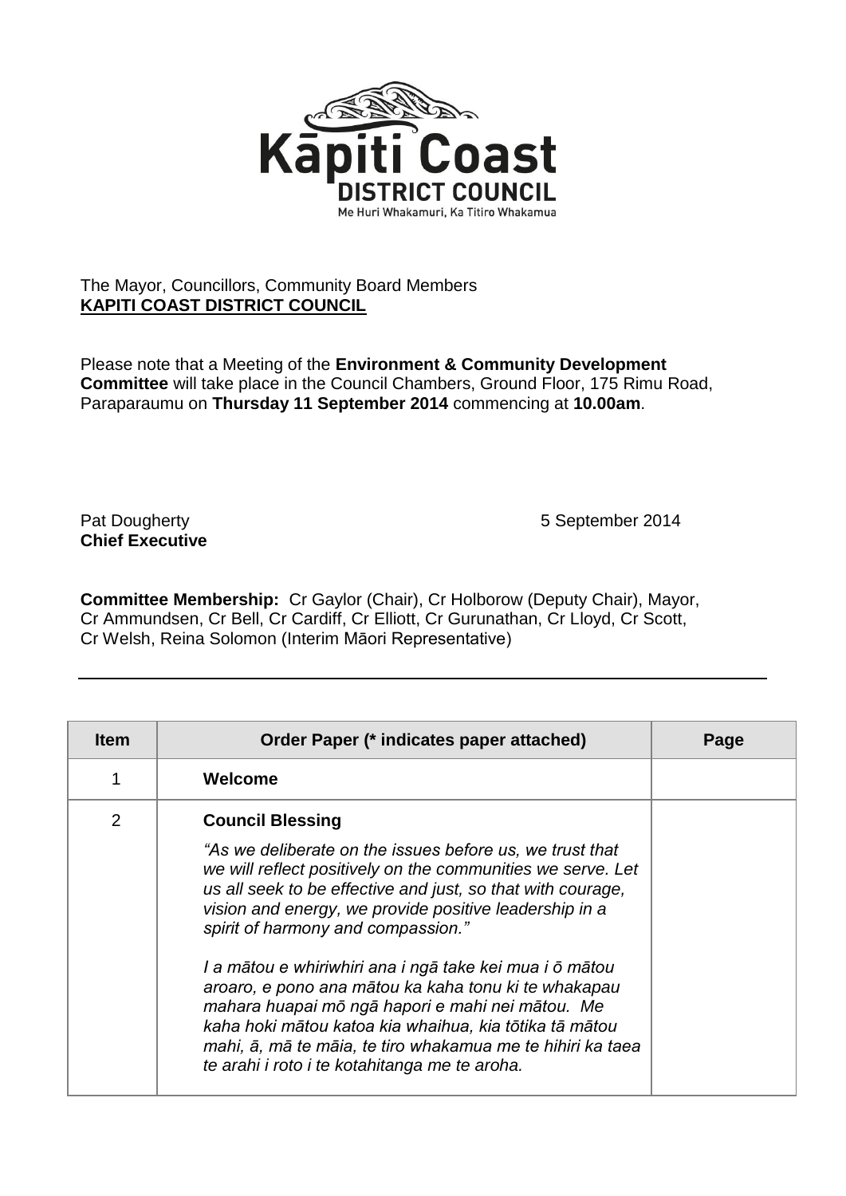Kāpiti Coast DISTRICT COUNCIL

Me Huri Whakamuri, Ka Titiro Whakamua

The Mayor, Councillors, Community Board Members
**KAPITI COAST DISTRICT COUNCIL**

Please note that a Meeting of the **Environment & Community Development Committee** will take place in the Council Chambers, Ground Floor, 175 Rimu Road, Paraparaumu on **Thursday 11 September 2014** commencing at **10.00am**.

Pat Dougherty
**Chief Executive**

5 September 2014

**Committee Membership:** Cr Gaylor (Chair), Cr Holborow (Deputy Chair), Mayor, Cr Ammundsen, Cr Bell, Cr Cardiff, Cr Elliott, Cr Gurunathan, Cr Lloyd, Cr Scott, Cr Welsh, Reina Solomon (Interim Māori Representative)

---

| Item | Order Paper (* indicates paper attached) | Page |
|---|---|---|
| 1 | **Welcome** | |
| 2 | **Council Blessing**<br>*"As we deliberate on the issues before us, we trust that we will reflect positively on the communities we serve. Let us all seek to be effective and just, so that with courage, vision and energy, we provide positive leadership in a spirit of harmony and compassion."*<br>*I a mātou e whiriwhiri ana i ngā take kei mua i ō mātou aroaro, e pono ana mātou ka kaha tonu ki te whakapau mahara huapai mō ngā hapori e mahi nei mātou. Me kaha hoki mātou katoa kia whaihua, kia tōtika tā mātou mahi, ā, mā te māia, te tiro whakamua me te hihiri ka taea te arahi i roto i te kotahitanga me te aroha.* | |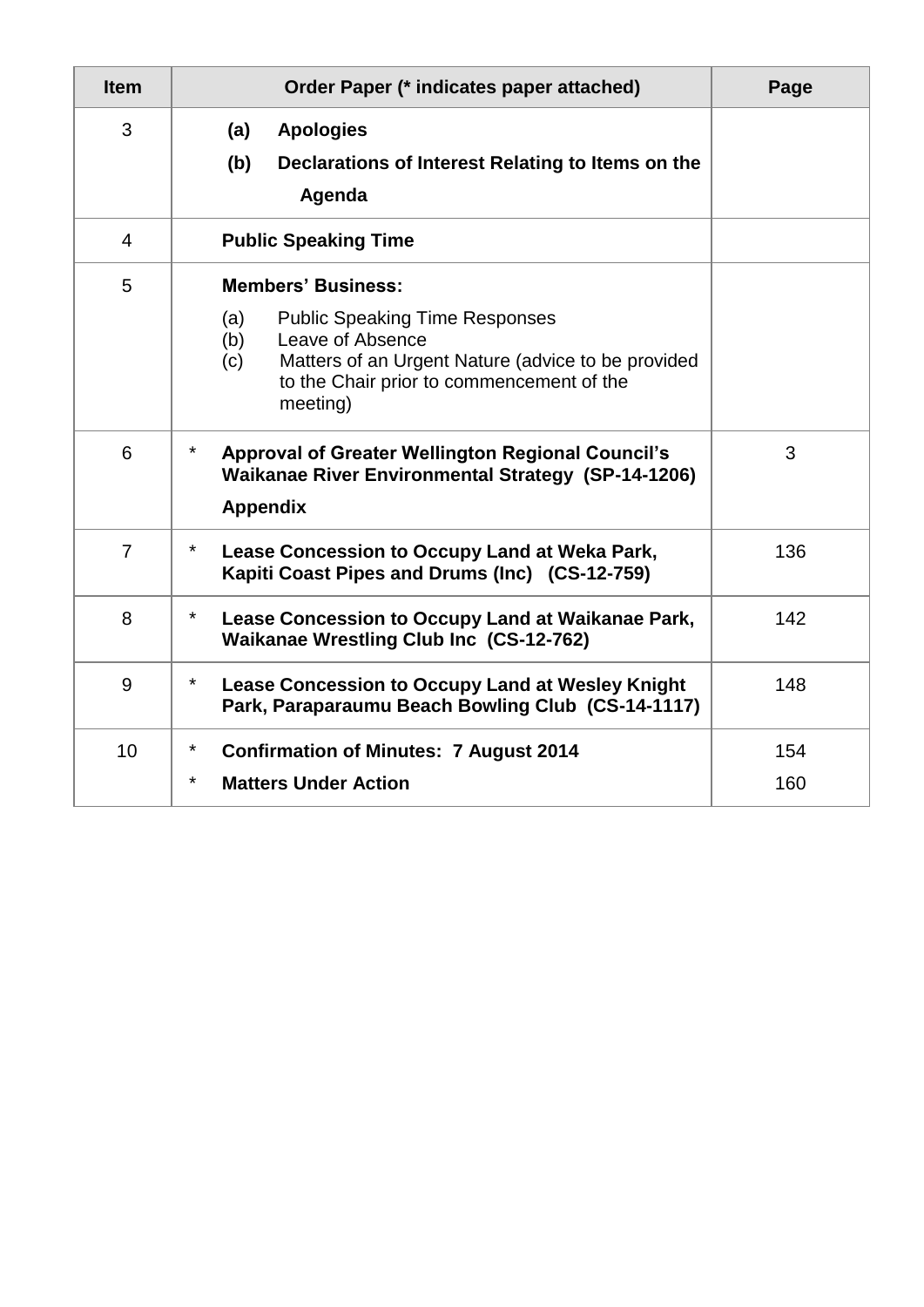| Item | Order Paper (* indicates paper attached) | Page |
|---|---|---|
| 3 | **(a) Apologies**<br>**(b) Declarations of Interest Relating to Items on the Agenda** | |
| 4 | **Public Speaking Time** | |
| 5 | **Members' Business:**<br>(a) Public Speaking Time Responses<br>(b) Leave of Absence<br>(c) Matters of an Urgent Nature (advice to be provided to the Chair prior to commencement of the meeting) | |
| 6 | * **Approval of Greater Wellington Regional Council's Waikanae River Environmental Strategy (SP-14-1206)**<br>**Appendix** | 3 |
| 7 | * **Lease Concession to Occupy Land at Weka Park, Kapiti Coast Pipes and Drums (Inc) (CS-12-759)** | 136 |
| 8 | * **Lease Concession to Occupy Land at Waikanae Park, Waikanae Wrestling Club Inc (CS-12-762)** | 142 |
| 9 | * **Lease Concession to Occupy Land at Wesley Knight Park, Paraparaumu Beach Bowling Club (CS-14-1117)** | 148 |
| 10 | * **Confirmation of Minutes: 7 August 2014**<br>* **Matters Under Action** | 154<br>160 |